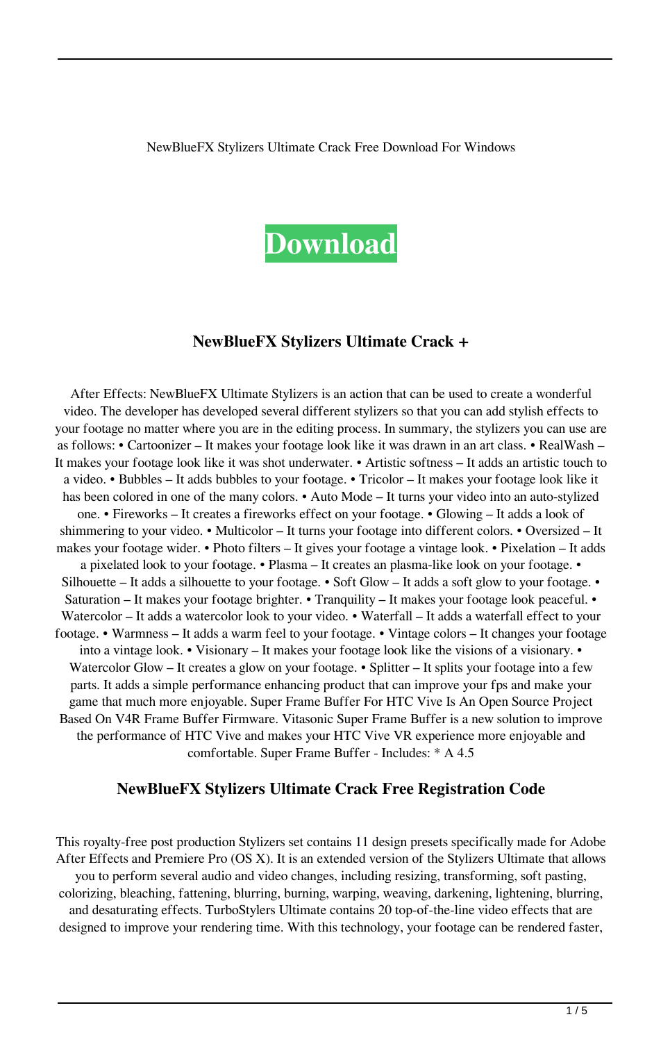NewBlueFX Stylizers Ultimate Crack Free Download For Windows

**Download**

## NewBlueFX Stylizers Ultimate Crack +

After Effects: NewBlueFX Ultimate Stylizers is an action that can be used to create a wonderful video. The developer has developed several different stylizers so that you can add stylish effects to your footage no matter where you are in the editing process. In summary, the stylizers you can use are as follows: • Cartoonizer – It makes your footage look like it was drawn in an art class. • RealWash – It makes your footage look like it was shot underwater. • Artistic softness – It adds an artistic touch to a video. • Bubbles – It adds bubbles to your footage. • Tricolor – It makes your footage look like it has been colored in one of the many colors. • Auto Mode – It turns your video into an auto-stylized one. • Fireworks – It creates a fireworks effect on your footage. • Glowing – It adds a look of shimmering to your video. • Multicolor – It turns your footage into different colors. • Oversized – It makes your footage wider. • Photo filters – It gives your footage a vintage look. • Pixelation – It adds a pixelated look to your footage. • Plasma – It creates an plasma-like look on your footage. • Silhouette – It adds a silhouette to your footage. • Soft Glow – It adds a soft glow to your footage. • Saturation – It makes your footage brighter. • Tranquility – It makes your footage look peaceful. • Watercolor – It adds a watercolor look to your video. • Waterfall – It adds a waterfall effect to your footage. • Warmness – It adds a warm feel to your footage. • Vintage colors – It changes your footage into a vintage look. • Visionary – It makes your footage look like the visions of a visionary. • Watercolor Glow – It creates a glow on your footage. • Splitter – It splits your footage into a few parts. It adds a simple performance enhancing product that can improve your fps and make your game that much more enjoyable. Super Frame Buffer For HTC Vive Is An Open Source Project Based On V4R Frame Buffer Firmware. Vitasonic Super Frame Buffer is a new solution to improve the performance of HTC Vive and makes your HTC Vive VR experience more enjoyable and comfortable. Super Frame Buffer - Includes: * A 4.5

## NewBlueFX Stylizers Ultimate Crack Free Registration Code

This royalty-free post production Stylizers set contains 11 design presets specifically made for Adobe After Effects and Premiere Pro (OS X). It is an extended version of the Stylizers Ultimate that allows you to perform several audio and video changes, including resizing, transforming, soft pasting, colorizing, bleaching, fattening, blurring, burning, warping, weaving, darkening, lightening, blurring, and desaturating effects. TurboStylers Ultimate contains 20 top-of-the-line video effects that are designed to improve your rendering time. With this technology, your footage can be rendered faster,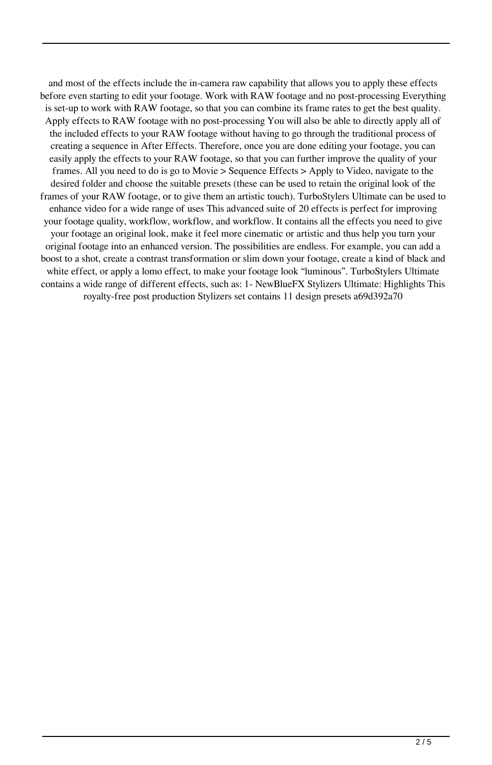and most of the effects include the in-camera raw capability that allows you to apply these effects before even starting to edit your footage. Work with RAW footage and no post-processing Everything is set-up to work with RAW footage, so that you can combine its frame rates to get the best quality. Apply effects to RAW footage with no post-processing You will also be able to directly apply all of the included effects to your RAW footage without having to go through the traditional process of creating a sequence in After Effects. Therefore, once you are done editing your footage, you can easily apply the effects to your RAW footage, so that you can further improve the quality of your frames. All you need to do is go to Movie > Sequence Effects > Apply to Video, navigate to the desired folder and choose the suitable presets (these can be used to retain the original look of the frames of your RAW footage, or to give them an artistic touch). TurboStylers Ultimate can be used to enhance video for a wide range of uses This advanced suite of 20 effects is perfect for improving your footage quality, workflow, workflow, and workflow. It contains all the effects you need to give your footage an original look, make it feel more cinematic or artistic and thus help you turn your original footage into an enhanced version. The possibilities are endless. For example, you can add a boost to a shot, create a contrast transformation or slim down your footage, create a kind of black and white effect, or apply a lomo effect, to make your footage look "luminous". TurboStylers Ultimate contains a wide range of different effects, such as: 1- NewBlueFX Stylizers Ultimate: Highlights This royalty-free post production Stylizers set contains 11 design presets a69d392a70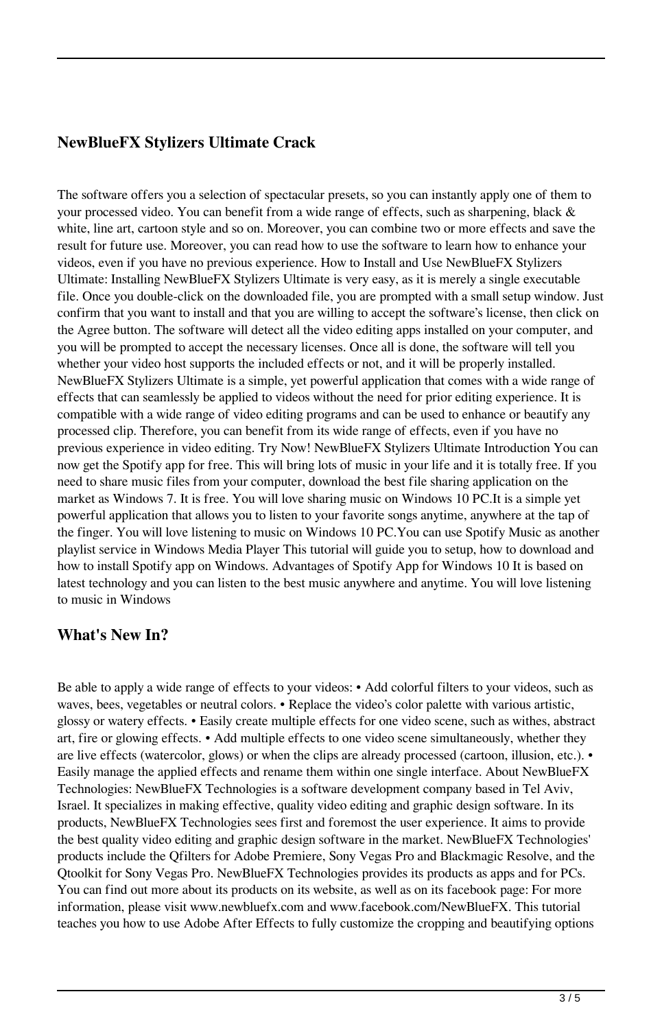## NewBlueFX Stylizers Ultimate Crack

The software offers you a selection of spectacular presets, so you can instantly apply one of them to your processed video. You can benefit from a wide range of effects, such as sharpening, black & white, line art, cartoon style and so on. Moreover, you can combine two or more effects and save the result for future use. Moreover, you can read how to use the software to learn how to enhance your videos, even if you have no previous experience. How to Install and Use NewBlueFX Stylizers Ultimate: Installing NewBlueFX Stylizers Ultimate is very easy, as it is merely a single executable file. Once you double-click on the downloaded file, you are prompted with a small setup window. Just confirm that you want to install and that you are willing to accept the software's license, then click on the Agree button. The software will detect all the video editing apps installed on your computer, and you will be prompted to accept the necessary licenses. Once all is done, the software will tell you whether your video host supports the included effects or not, and it will be properly installed. NewBlueFX Stylizers Ultimate is a simple, yet powerful application that comes with a wide range of effects that can seamlessly be applied to videos without the need for prior editing experience. It is compatible with a wide range of video editing programs and can be used to enhance or beautify any processed clip. Therefore, you can benefit from its wide range of effects, even if you have no previous experience in video editing. Try Now! NewBlueFX Stylizers Ultimate Introduction You can now get the Spotify app for free. This will bring lots of music in your life and it is totally free. If you need to share music files from your computer, download the best file sharing application on the market as Windows 7. It is free. You will love sharing music on Windows 10 PC.It is a simple yet powerful application that allows you to listen to your favorite songs anytime, anywhere at the tap of the finger. You will love listening to music on Windows 10 PC.You can use Spotify Music as another playlist service in Windows Media Player This tutorial will guide you to setup, how to download and how to install Spotify app on Windows. Advantages of Spotify App for Windows 10 It is based on latest technology and you can listen to the best music anywhere and anytime. You will love listening to music in Windows

## What's New In?

Be able to apply a wide range of effects to your videos: • Add colorful filters to your videos, such as waves, bees, vegetables or neutral colors. • Replace the video's color palette with various artistic, glossy or watery effects. • Easily create multiple effects for one video scene, such as withes, abstract art, fire or glowing effects. • Add multiple effects to one video scene simultaneously, whether they are live effects (watercolor, glows) or when the clips are already processed (cartoon, illusion, etc.). • Easily manage the applied effects and rename them within one single interface. About NewBlueFX Technologies: NewBlueFX Technologies is a software development company based in Tel Aviv, Israel. It specializes in making effective, quality video editing and graphic design software. In its products, NewBlueFX Technologies sees first and foremost the user experience. It aims to provide the best quality video editing and graphic design software in the market. NewBlueFX Technologies' products include the Qfilters for Adobe Premiere, Sony Vegas Pro and Blackmagic Resolve, and the Qtoolkit for Sony Vegas Pro. NewBlueFX Technologies provides its products as apps and for PCs. You can find out more about its products on its website, as well as on its facebook page: For more information, please visit www.newbluefx.com and www.facebook.com/NewBlueFX. This tutorial teaches you how to use Adobe After Effects to fully customize the cropping and beautifying options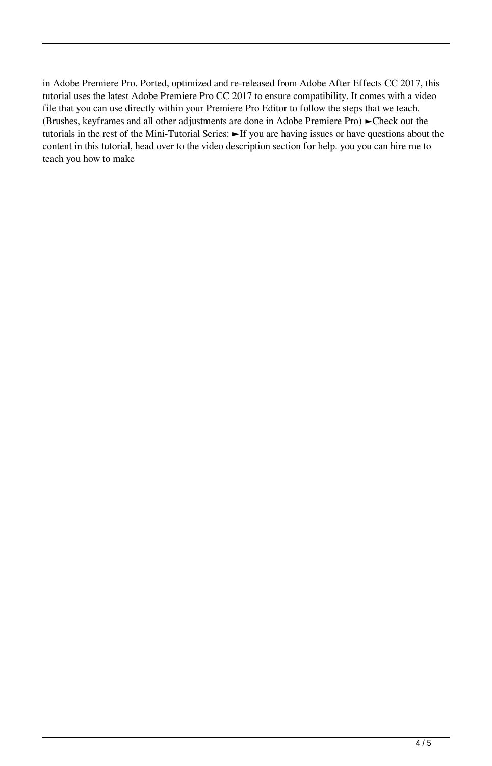in Adobe Premiere Pro. Ported, optimized and re-released from Adobe After Effects CC 2017, this tutorial uses the latest Adobe Premiere Pro CC 2017 to ensure compatibility. It comes with a video file that you can use directly within your Premiere Pro Editor to follow the steps that we teach. (Brushes, keyframes and all other adjustments are done in Adobe Premiere Pro) ►Check out the tutorials in the rest of the Mini-Tutorial Series: ►If you are having issues or have questions about the content in this tutorial, head over to the video description section for help. you you can hire me to teach you how to make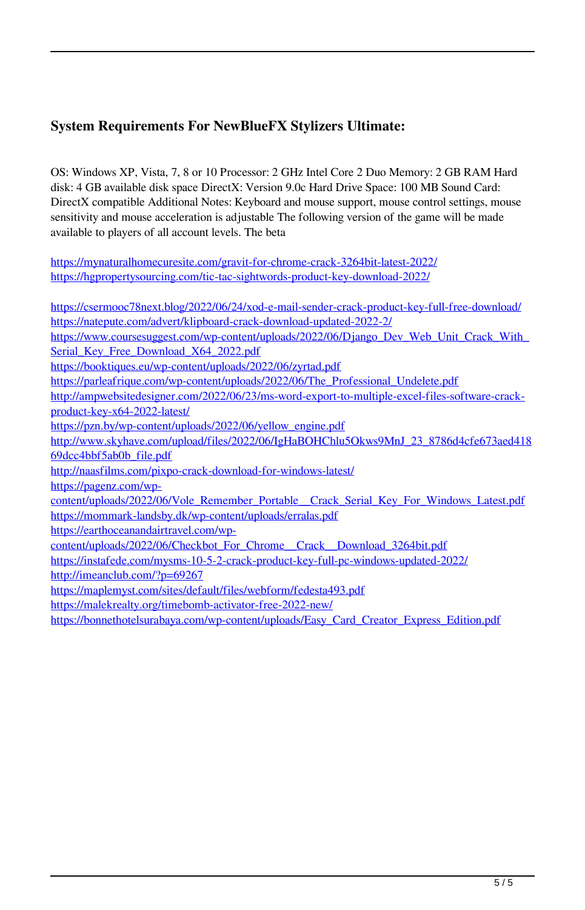## System Requirements For NewBlueFX Stylizers Ultimate:

OS: Windows XP, Vista, 7, 8 or 10 Processor: 2 GHz Intel Core 2 Duo Memory: 2 GB RAM Hard disk: 4 GB available disk space DirectX: Version 9.0c Hard Drive Space: 100 MB Sound Card: DirectX compatible Additional Notes: Keyboard and mouse support, mouse control settings, mouse sensitivity and mouse acceleration is adjustable The following version of the game will be made available to players of all account levels. The beta

https://mynaturalhomecuresite.com/gravit-for-chrome-crack-3264bit-latest-2022/
https://hgpropertysourcing.com/tic-tac-sightwords-product-key-download-2022/

https://csermooc78next.blog/2022/06/24/xod-e-mail-sender-crack-product-key-full-free-download/
https://natepute.com/advert/klipboard-crack-download-updated-2022-2/
https://www.coursesuggest.com/wp-content/uploads/2022/06/Django_Dev_Web_Unit_Crack_With_Serial_Key_Free_Download_X64_2022.pdf
https://booktiques.eu/wp-content/uploads/2022/06/zyrtad.pdf
https://parleafrique.com/wp-content/uploads/2022/06/The_Professional_Undelete.pdf
http://ampwebsitedesigner.com/2022/06/23/ms-word-export-to-multiple-excel-files-software-crack-product-key-x64-2022-latest/
https://pzn.by/wp-content/uploads/2022/06/yellow_engine.pdf
http://www.skyhave.com/upload/files/2022/06/IgHaBOHChlu5Okws9MnJ_23_8786d4cfe673aed41869dcc4bbf5ab0b_file.pdf
http://naasfilms.com/pixpo-crack-download-for-windows-latest/
https://pagenz.com/wp-content/uploads/2022/06/Vole_Remember_Portable__Crack_Serial_Key_For_Windows_Latest.pdf
https://mommark-landsby.dk/wp-content/uploads/erralas.pdf
https://earthoceanandairtravel.com/wp-content/uploads/2022/06/Checkbot_For_Chrome__Crack__Download_3264bit.pdf
https://instafede.com/mysms-10-5-2-crack-product-key-full-pc-windows-updated-2022/
http://imeanclub.com/?p=69267
https://maplemyst.com/sites/default/files/webform/fedesta493.pdf
https://malekrealty.org/timebomb-activator-free-2022-new/
https://bonnethotelsurabaya.com/wp-content/uploads/Easy_Card_Creator_Express_Edition.pdf